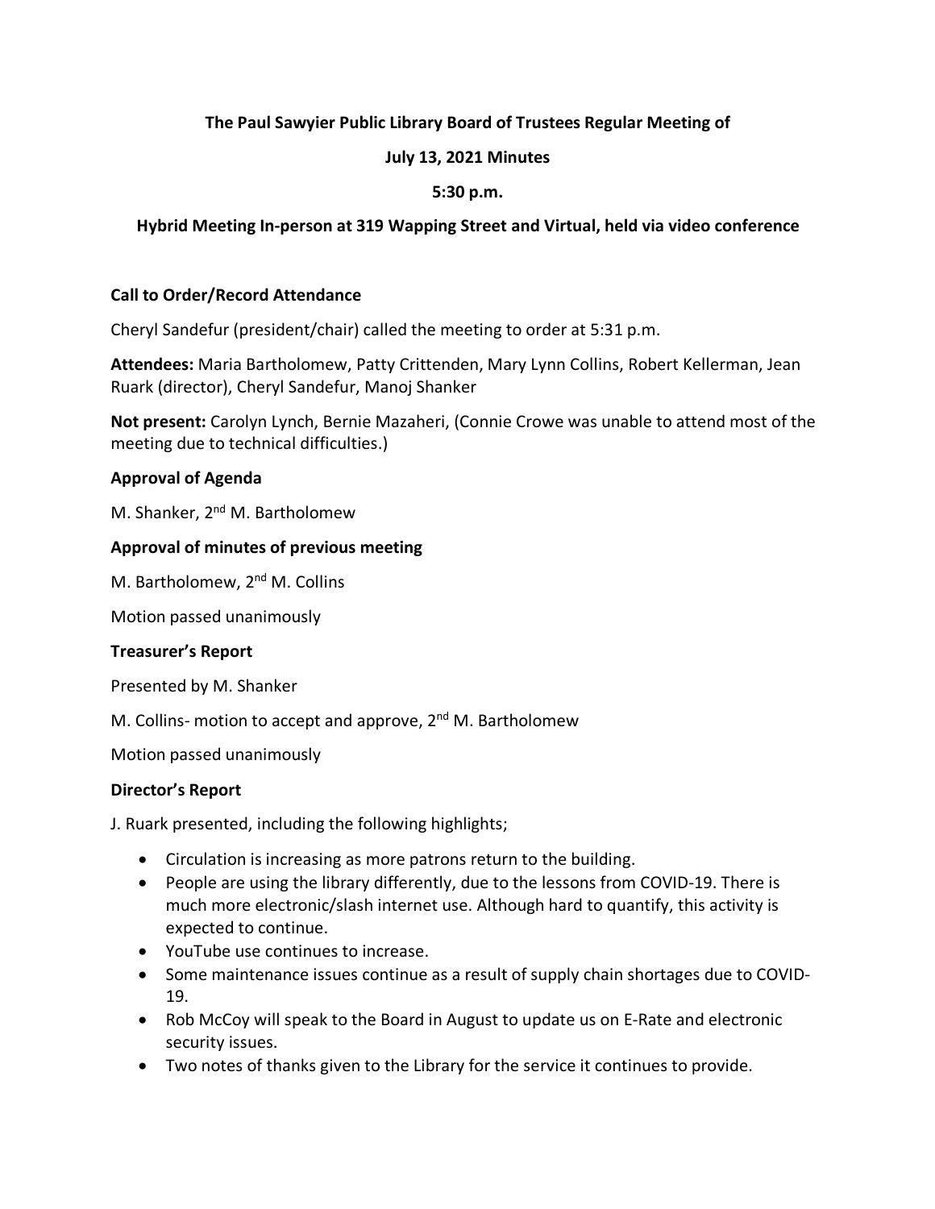**The Paul Sawyier Public Library Board of Trustees Regular Meeting of**

**July 13, 2021 Minutes**

**5:30 p.m.**

**Hybrid Meeting In-person at 319 Wapping Street and Virtual, held via video conference**

### Call to Order/Record Attendance

Cheryl Sandefur (president/chair) called the meeting to order at 5:31 p.m.

**Attendees:** Maria Bartholomew, Patty Crittenden, Mary Lynn Collins, Robert Kellerman, Jean Ruark (director), Cheryl Sandefur, Manoj Shanker

**Not present:** Carolyn Lynch, Bernie Mazaheri, (Connie Crowe was unable to attend most of the meeting due to technical difficulties.)

### Approval of Agenda

M. Shanker, 2nd M. Bartholomew

### Approval of minutes of previous meeting

M. Bartholomew, 2nd M. Collins

Motion passed unanimously

### Treasurer's Report

Presented by M. Shanker

M. Collins- motion to accept and approve, 2nd M. Bartholomew

Motion passed unanimously

### Director's Report

J. Ruark presented, including the following highlights;

- Circulation is increasing as more patrons return to the building.
- People are using the library differently, due to the lessons from COVID-19. There is much more electronic/slash internet use. Although hard to quantify, this activity is expected to continue.
- YouTube use continues to increase.
- Some maintenance issues continue as a result of supply chain shortages due to COVID-19.
- Rob McCoy will speak to the Board in August to update us on E-Rate and electronic security issues.
- Two notes of thanks given to the Library for the service it continues to provide.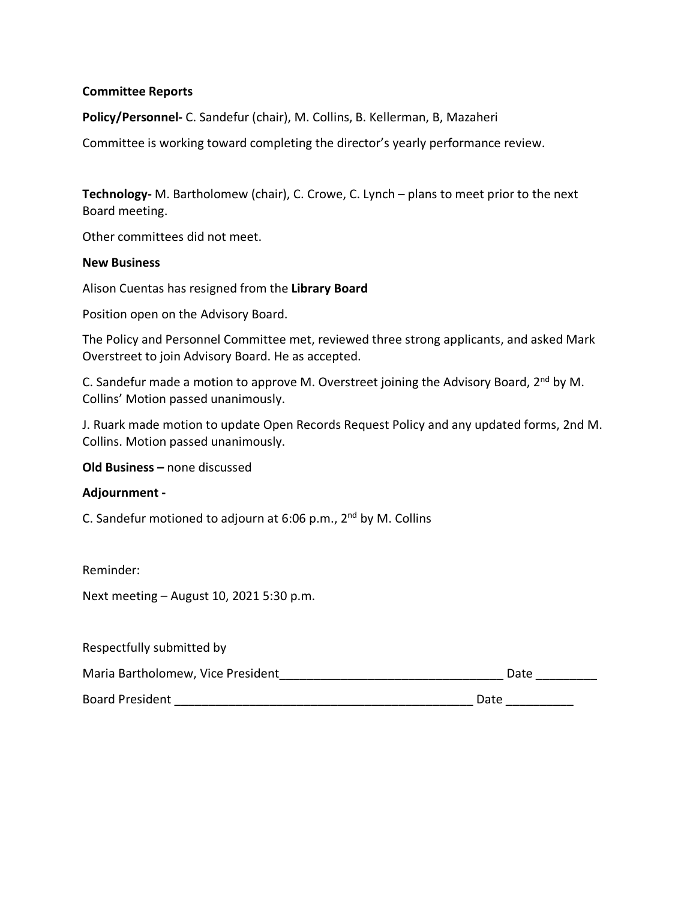**Committee Reports**

**Policy/Personnel-** C. Sandefur (chair), M. Collins, B. Kellerman, B, Mazaheri

Committee is working toward completing the director's yearly performance review.

**Technology-** M. Bartholomew (chair), C. Crowe, C. Lynch – plans to meet prior to the next Board meeting.

Other committees did not meet.

**New Business**

Alison Cuentas has resigned from the **Library Board**

Position open on the Advisory Board.

The Policy and Personnel Committee met, reviewed three strong applicants, and asked Mark Overstreet to join Advisory Board. He as accepted.

C. Sandefur made a motion to approve M. Overstreet joining the Advisory Board, 2nd by M. Collins' Motion passed unanimously.

J. Ruark made motion to update Open Records Request Policy and any updated forms, 2nd M. Collins. Motion passed unanimously.

**Old Business –** none discussed

**Adjournment -**

C. Sandefur motioned to adjourn at 6:06 p.m., 2nd by M. Collins

Reminder:

Next meeting – August 10, 2021 5:30 p.m.

Respectfully submitted by

Maria Bartholomew, Vice President________________________________ Date _________

Board President ____________________________________________ Date __________